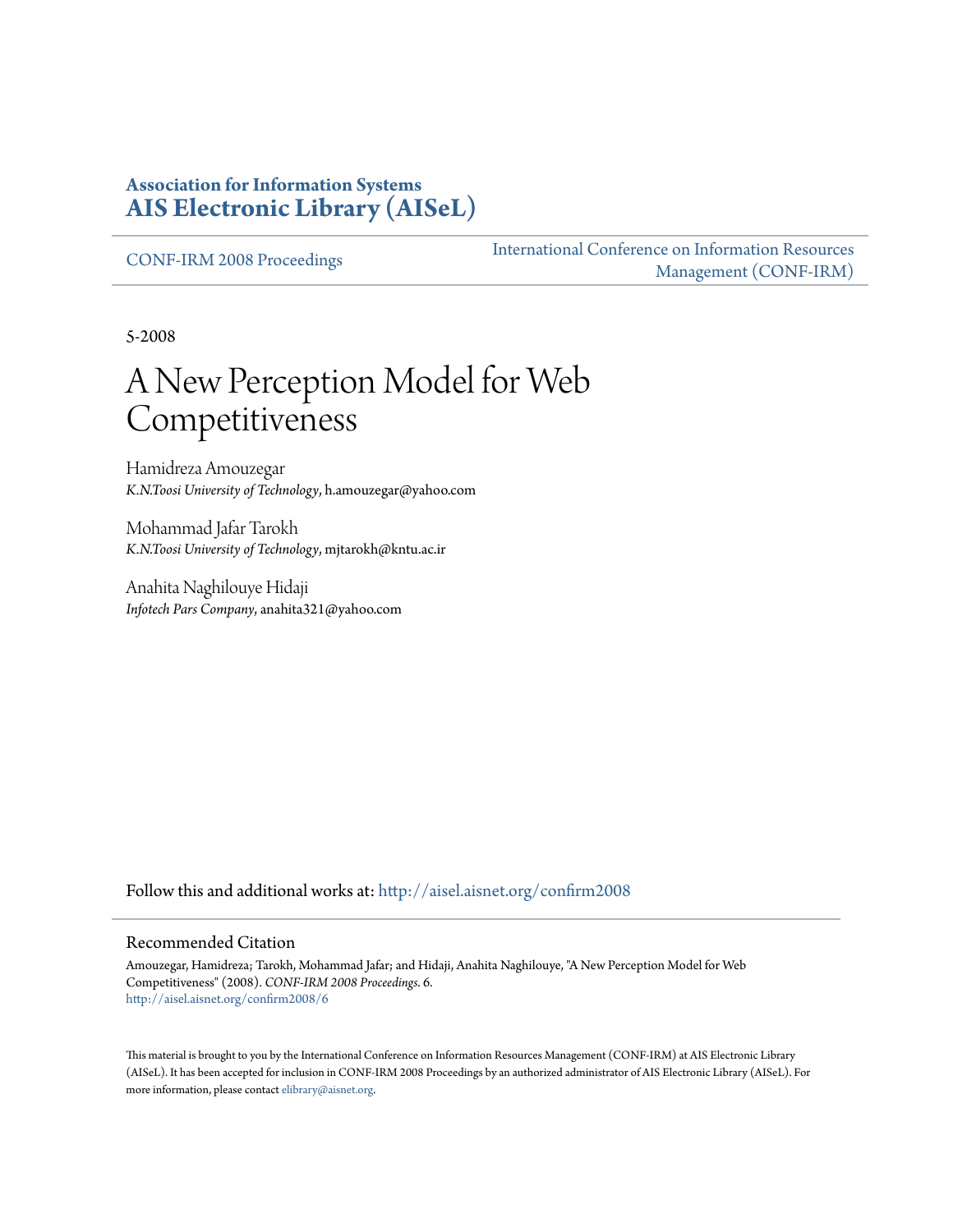**Association for Information Systems**
**AIS Electronic Library (AISeL)**

CONF-IRM 2008 Proceedings | International Conference on Information Resources Management (CONF-IRM)

5-2008

# A New Perception Model for Web Competitiveness

Hamidreza Amouzegar
*K.N.Toosi University of Technology*, h.amouzegar@yahoo.com

Mohammad Jafar Tarokh
*K.N.Toosi University of Technology*, mjtarokh@kntu.ac.ir

Anahita Naghilouye Hidaji
*Infotech Pars Company*, anahita321@yahoo.com

Follow this and additional works at: http://aisel.aisnet.org/confirm2008

## Recommended Citation

Amouzegar, Hamidreza; Tarokh, Mohammad Jafar; and Hidaji, Anahita Naghilouye, "A New Perception Model for Web Competitiveness" (2008). *CONF-IRM 2008 Proceedings*. 6.
http://aisel.aisnet.org/confirm2008/6

This material is brought to you by the International Conference on Information Resources Management (CONF-IRM) at AIS Electronic Library (AISeL). It has been accepted for inclusion in CONF-IRM 2008 Proceedings by an authorized administrator of AIS Electronic Library (AISeL). For more information, please contact elibrary@aisnet.org.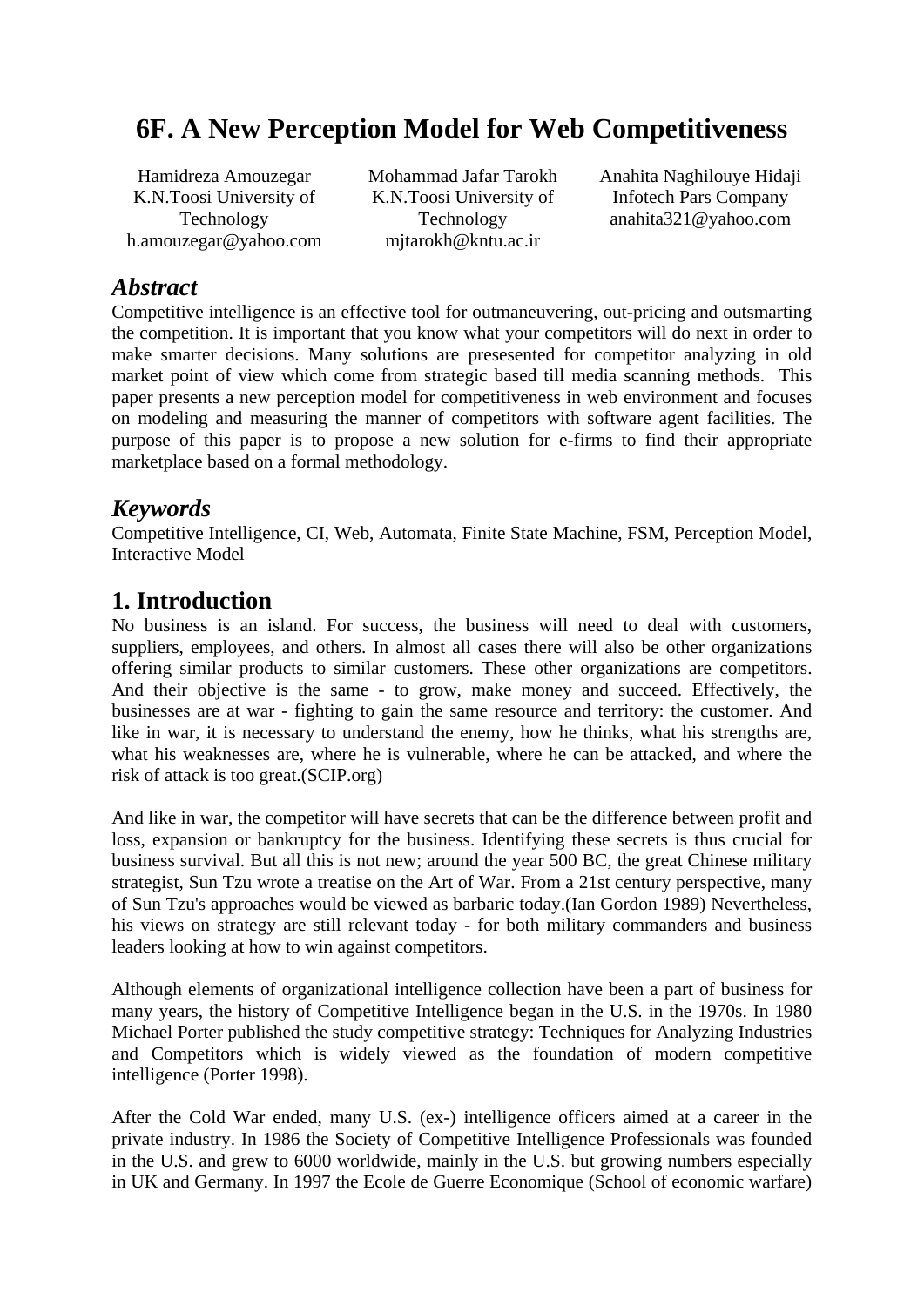# 6F. A New Perception Model for Web Competitiveness

Hamidreza Amouzegar
K.N.Toosi University of Technology
h.amouzegar@yahoo.com

Mohammad Jafar Tarokh
K.N.Toosi University of Technology
mjtarokh@kntu.ac.ir

Anahita Naghilouye Hidaji
Infotech Pars Company
anahita321@yahoo.com

## *Abstract*

Competitive intelligence is an effective tool for outmaneuvering, out-pricing and outsmarting the competition. It is important that you know what your competitors will do next in order to make smarter decisions. Many solutions are presesented for competitor analyzing in old market point of view which come from strategic based till media scanning methods. This paper presents a new perception model for competitiveness in web environment and focuses on modeling and measuring the manner of competitors with software agent facilities. The purpose of this paper is to propose a new solution for e-firms to find their appropriate marketplace based on a formal methodology.

## *Keywords*

Competitive Intelligence, CI, Web, Automata, Finite State Machine, FSM, Perception Model, Interactive Model

## 1. Introduction

No business is an island. For success, the business will need to deal with customers, suppliers, employees, and others. In almost all cases there will also be other organizations offering similar products to similar customers. These other organizations are competitors. And their objective is the same - to grow, make money and succeed. Effectively, the businesses are at war - fighting to gain the same resource and territory: the customer. And like in war, it is necessary to understand the enemy, how he thinks, what his strengths are, what his weaknesses are, where he is vulnerable, where he can be attacked, and where the risk of attack is too great.(SCIP.org)

And like in war, the competitor will have secrets that can be the difference between profit and loss, expansion or bankruptcy for the business. Identifying these secrets is thus crucial for business survival. But all this is not new; around the year 500 BC, the great Chinese military strategist, Sun Tzu wrote a treatise on the Art of War. From a 21st century perspective, many of Sun Tzu's approaches would be viewed as barbaric today.(Ian Gordon 1989) Nevertheless, his views on strategy are still relevant today - for both military commanders and business leaders looking at how to win against competitors.

Although elements of organizational intelligence collection have been a part of business for many years, the history of Competitive Intelligence began in the U.S. in the 1970s. In 1980 Michael Porter published the study competitive strategy: Techniques for Analyzing Industries and Competitors which is widely viewed as the foundation of modern competitive intelligence (Porter 1998).

After the Cold War ended, many U.S. (ex-) intelligence officers aimed at a career in the private industry. In 1986 the Society of Competitive Intelligence Professionals was founded in the U.S. and grew to 6000 worldwide, mainly in the U.S. but growing numbers especially in UK and Germany. In 1997 the Ecole de Guerre Economique (School of economic warfare)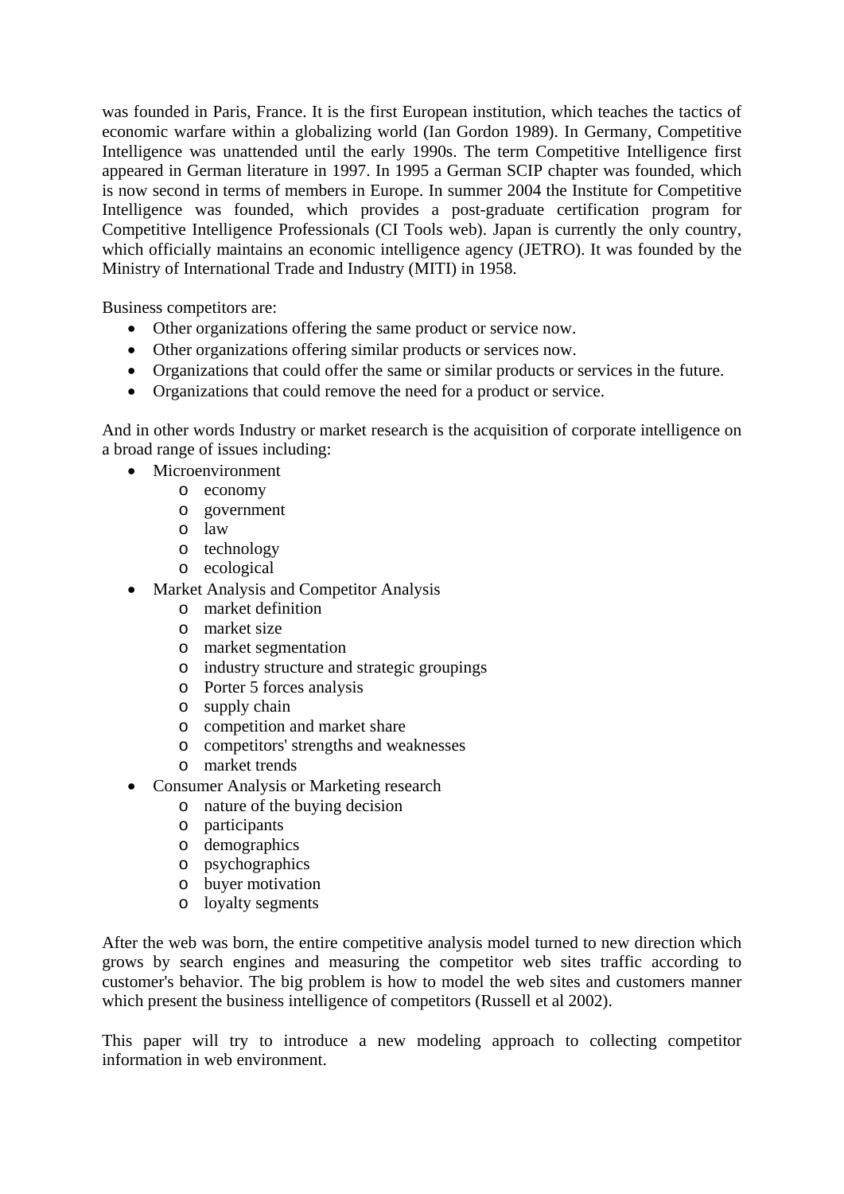was founded in Paris, France. It is the first European institution, which teaches the tactics of economic warfare within a globalizing world (Ian Gordon 1989). In Germany, Competitive Intelligence was unattended until the early 1990s. The term Competitive Intelligence first appeared in German literature in 1997. In 1995 a German SCIP chapter was founded, which is now second in terms of members in Europe. In summer 2004 the Institute for Competitive Intelligence was founded, which provides a post-graduate certification program for Competitive Intelligence Professionals (CI Tools web). Japan is currently the only country, which officially maintains an economic intelligence agency (JETRO). It was founded by the Ministry of International Trade and Industry (MITI) in 1958.

Business competitors are:

- Other organizations offering the same product or service now.
- Other organizations offering similar products or services now.
- Organizations that could offer the same or similar products or services in the future.
- Organizations that could remove the need for a product or service.

And in other words Industry or market research is the acquisition of corporate intelligence on a broad range of issues including:

- Microenvironment
  - economy
  - government
  - law
  - technology
  - ecological
- Market Analysis and Competitor Analysis
  - market definition
  - market size
  - market segmentation
  - industry structure and strategic groupings
  - Porter 5 forces analysis
  - supply chain
  - competition and market share
  - competitors' strengths and weaknesses
  - market trends
- Consumer Analysis or Marketing research
  - nature of the buying decision
  - participants
  - demographics
  - psychographics
  - buyer motivation
  - loyalty segments

After the web was born, the entire competitive analysis model turned to new direction which grows by search engines and measuring the competitor web sites traffic according to customer's behavior. The big problem is how to model the web sites and customers manner which present the business intelligence of competitors (Russell et al 2002).

This paper will try to introduce a new modeling approach to collecting competitor information in web environment.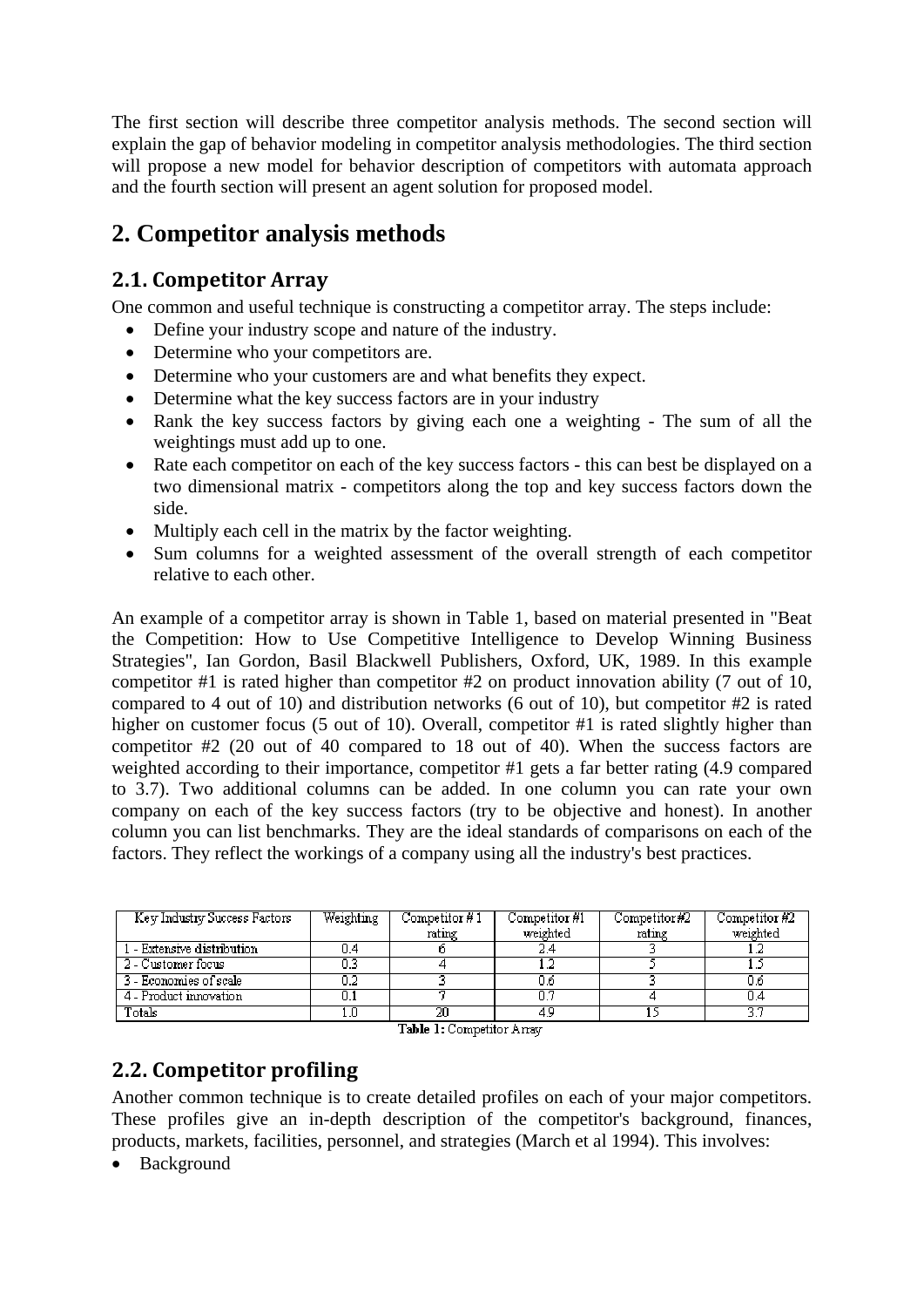The first section will describe three competitor analysis methods. The second section will explain the gap of behavior modeling in competitor analysis methodologies. The third section will propose a new model for behavior description of competitors with automata approach and the fourth section will present an agent solution for proposed model.

## 2. Competitor analysis methods

### 2.1. Competitor Array

One common and useful technique is constructing a competitor array. The steps include:

- Define your industry scope and nature of the industry.
- Determine who your competitors are.
- Determine who your customers are and what benefits they expect.
- Determine what the key success factors are in your industry
- Rank the key success factors by giving each one a weighting - The sum of all the weightings must add up to one.
- Rate each competitor on each of the key success factors - this can best be displayed on a two dimensional matrix - competitors along the top and key success factors down the side.
- Multiply each cell in the matrix by the factor weighting.
- Sum columns for a weighted assessment of the overall strength of each competitor relative to each other.

An example of a competitor array is shown in Table 1, based on material presented in "Beat the Competition: How to Use Competitive Intelligence to Develop Winning Business Strategies", Ian Gordon, Basil Blackwell Publishers, Oxford, UK, 1989. In this example competitor #1 is rated higher than competitor #2 on product innovation ability (7 out of 10, compared to 4 out of 10) and distribution networks (6 out of 10), but competitor #2 is rated higher on customer focus (5 out of 10). Overall, competitor #1 is rated slightly higher than competitor #2 (20 out of 40 compared to 18 out of 40). When the success factors are weighted according to their importance, competitor #1 gets a far better rating (4.9 compared to 3.7). Two additional columns can be added. In one column you can rate your own company on each of the key success factors (try to be objective and honest). In another column you can list benchmarks. They are the ideal standards of comparisons on each of the factors. They reflect the workings of a company using all the industry's best practices.

| Key Industry Success Factors | Weighting | Competitor # 1 rating | Competitor #1 weighted | Competitor#2 rating | Competitor #2 weighted |
|---|---|---|---|---|---|
| 1 - Extensive distribution | 0.4 | 6 | 2.4 | 3 | 1.2 |
| 2 - Customer focus | 0.3 | 4 | 1.2 | 5 | 1.5 |
| 3 - Economies of scale | 0.2 | 3 | 0.6 | 3 | 0.6 |
| 4 - Product innovation | 0.1 | 7 | 0.7 | 4 | 0.4 |
| Totals | 1.0 | 20 | 4.9 | 15 | 3.7 |

**Table 1:** Competitor Array

### 2.2. Competitor profiling

Another common technique is to create detailed profiles on each of your major competitors. These profiles give an in-depth description of the competitor's background, finances, products, markets, facilities, personnel, and strategies (March et al 1994). This involves:

- Background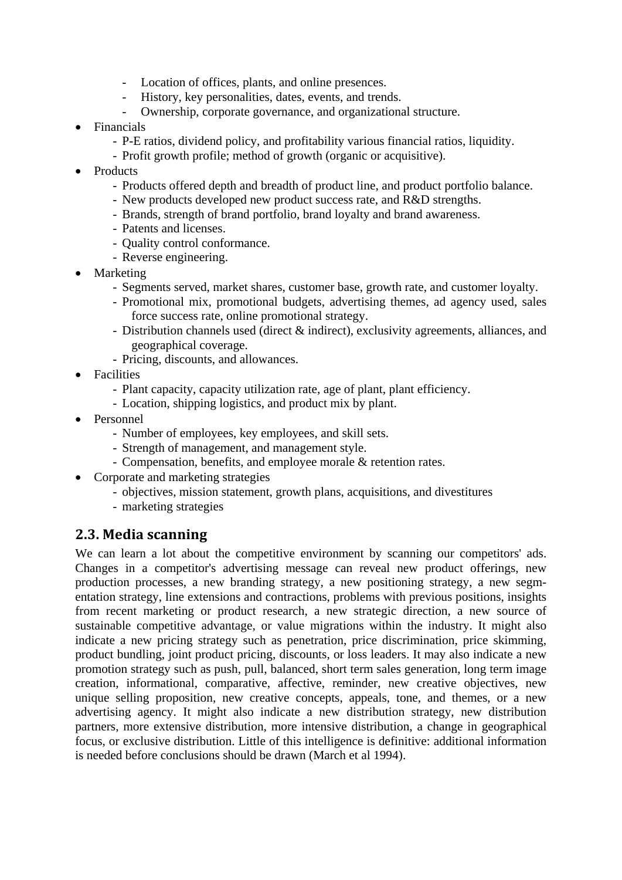- Location of offices, plants, and online presences.
- History, key personalities, dates, events, and trends.
- Ownership, corporate governance, and organizational structure.

- Financials
  - P-E ratios, dividend policy, and profitability various financial ratios, liquidity.
  - Profit growth profile; method of growth (organic or acquisitive).
- Products
  - Products offered depth and breadth of product line, and product portfolio balance.
  - New products developed new product success rate, and R&D strengths.
  - Brands, strength of brand portfolio, brand loyalty and brand awareness.
  - Patents and licenses.
  - Quality control conformance.
  - Reverse engineering.
- Marketing
  - Segments served, market shares, customer base, growth rate, and customer loyalty.
  - Promotional mix, promotional budgets, advertising themes, ad agency used, sales force success rate, online promotional strategy.
  - Distribution channels used (direct & indirect), exclusivity agreements, alliances, and geographical coverage.
  - Pricing, discounts, and allowances.
- Facilities
  - Plant capacity, capacity utilization rate, age of plant, plant efficiency.
  - Location, shipping logistics, and product mix by plant.
- Personnel
  - Number of employees, key employees, and skill sets.
  - Strength of management, and management style.
  - Compensation, benefits, and employee morale & retention rates.
- Corporate and marketing strategies
  - objectives, mission statement, growth plans, acquisitions, and divestitures
  - marketing strategies

## 2.3. Media scanning

We can learn a lot about the competitive environment by scanning our competitors' ads. Changes in a competitor's advertising message can reveal new product offerings, new production processes, a new branding strategy, a new positioning strategy, a new segmentation strategy, line extensions and contractions, problems with previous positions, insights from recent marketing or product research, a new strategic direction, a new source of sustainable competitive advantage, or value migrations within the industry. It might also indicate a new pricing strategy such as penetration, price discrimination, price skimming, product bundling, joint product pricing, discounts, or loss leaders. It may also indicate a new promotion strategy such as push, pull, balanced, short term sales generation, long term image creation, informational, comparative, affective, reminder, new creative objectives, new unique selling proposition, new creative concepts, appeals, tone, and themes, or a new advertising agency. It might also indicate a new distribution strategy, new distribution partners, more extensive distribution, more intensive distribution, a change in geographical focus, or exclusive distribution. Little of this intelligence is definitive: additional information is needed before conclusions should be drawn (March et al 1994).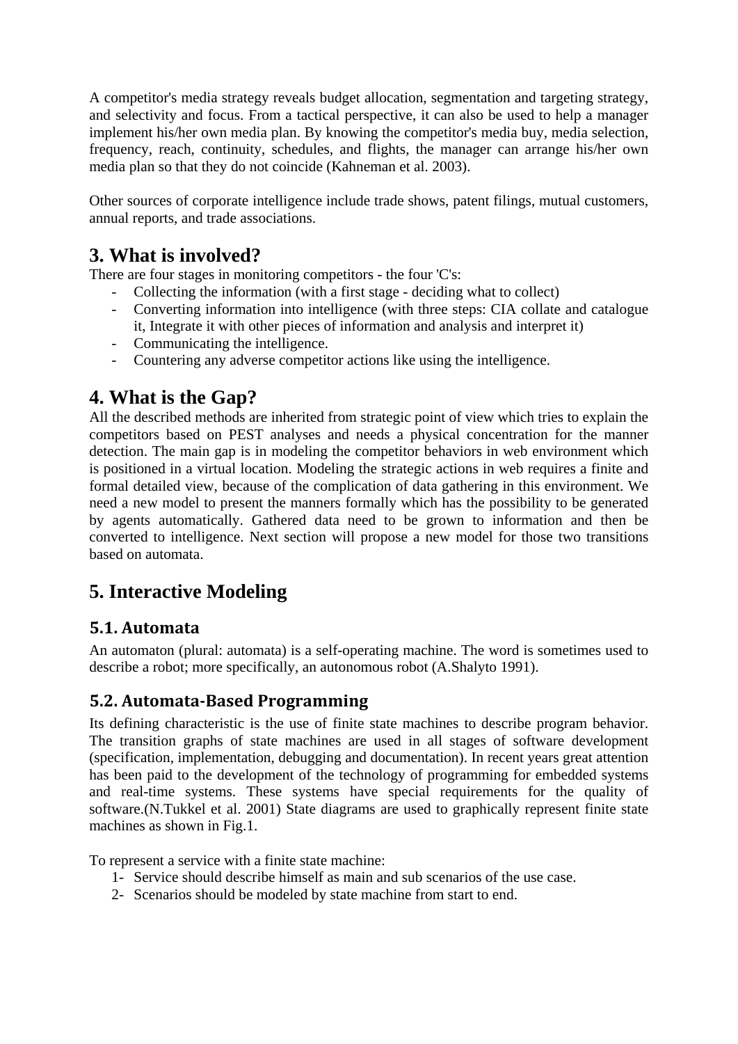A competitor's media strategy reveals budget allocation, segmentation and targeting strategy, and selectivity and focus. From a tactical perspective, it can also be used to help a manager implement his/her own media plan. By knowing the competitor's media buy, media selection, frequency, reach, continuity, schedules, and flights, the manager can arrange his/her own media plan so that they do not coincide (Kahneman et al. 2003).

Other sources of corporate intelligence include trade shows, patent filings, mutual customers, annual reports, and trade associations.

# 3. What is involved?

There are four stages in monitoring competitors - the four 'C's:

- Collecting the information (with a first stage - deciding what to collect)
- Converting information into intelligence (with three steps: CIA collate and catalogue it, Integrate it with other pieces of information and analysis and interpret it)
- Communicating the intelligence.
- Countering any adverse competitor actions like using the intelligence.

# 4. What is the Gap?

All the described methods are inherited from strategic point of view which tries to explain the competitors based on PEST analyses and needs a physical concentration for the manner detection. The main gap is in modeling the competitor behaviors in web environment which is positioned in a virtual location. Modeling the strategic actions in web requires a finite and formal detailed view, because of the complication of data gathering in this environment. We need a new model to present the manners formally which has the possibility to be generated by agents automatically. Gathered data need to be grown to information and then be converted to intelligence. Next section will propose a new model for those two transitions based on automata.

# 5. Interactive Modeling

## 5.1. Automata

An automaton (plural: automata) is a self-operating machine. The word is sometimes used to describe a robot; more specifically, an autonomous robot (A.Shalyto 1991).

## 5.2. Automata-Based Programming

Its defining characteristic is the use of finite state machines to describe program behavior. The transition graphs of state machines are used in all stages of software development (specification, implementation, debugging and documentation). In recent years great attention has been paid to the development of the technology of programming for embedded systems and real-time systems. These systems have special requirements for the quality of software.(N.Tukkel et al. 2001) State diagrams are used to graphically represent finite state machines as shown in Fig.1.

To represent a service with a finite state machine:

1- Service should describe himself as main and sub scenarios of the use case.
2- Scenarios should be modeled by state machine from start to end.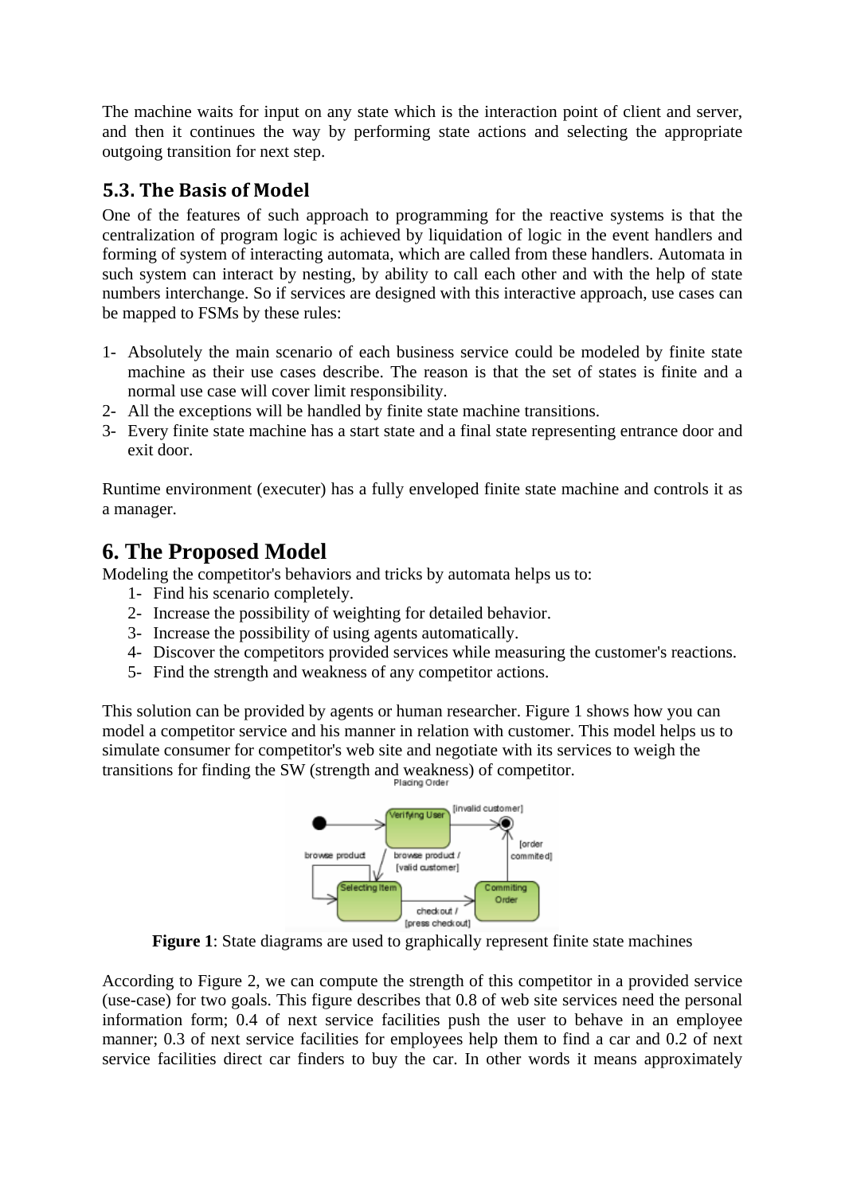The machine waits for input on any state which is the interaction point of client and server, and then it continues the way by performing state actions and selecting the appropriate outgoing transition for next step.

### 5.3. The Basis of Model

One of the features of such approach to programming for the reactive systems is that the centralization of program logic is achieved by liquidation of logic in the event handlers and forming of system of interacting automata, which are called from these handlers. Automata in such system can interact by nesting, by ability to call each other and with the help of state numbers interchange. So if services are designed with this interactive approach, use cases can be mapped to FSMs by these rules:

1- Absolutely the main scenario of each business service could be modeled by finite state machine as their use cases describe. The reason is that the set of states is finite and a normal use case will cover limit responsibility.
2- All the exceptions will be handled by finite state machine transitions.
3- Every finite state machine has a start state and a final state representing entrance door and exit door.

Runtime environment (executer) has a fully enveloped finite state machine and controls it as a manager.

## 6. The Proposed Model

Modeling the competitor's behaviors and tricks by automata helps us to:

1- Find his scenario completely.
2- Increase the possibility of weighting for detailed behavior.
3- Increase the possibility of using agents automatically.
4- Discover the competitors provided services while measuring the customer's reactions.
5- Find the strength and weakness of any competitor actions.

This solution can be provided by agents or human researcher. Figure 1 shows how you can model a competitor service and his manner in relation with customer. This model helps us to simulate consumer for competitor's web site and negotiate with its services to weigh the transitions for finding the SW (strength and weakness) of competitor.

**Figure 1**: State diagrams are used to graphically represent finite state machines

According to Figure 2, we can compute the strength of this competitor in a provided service (use-case) for two goals. This figure describes that 0.8 of web site services need the personal information form; 0.4 of next service facilities push the user to behave in an employee manner; 0.3 of next service facilities for employees help them to find a car and 0.2 of next service facilities direct car finders to buy the car. In other words it means approximately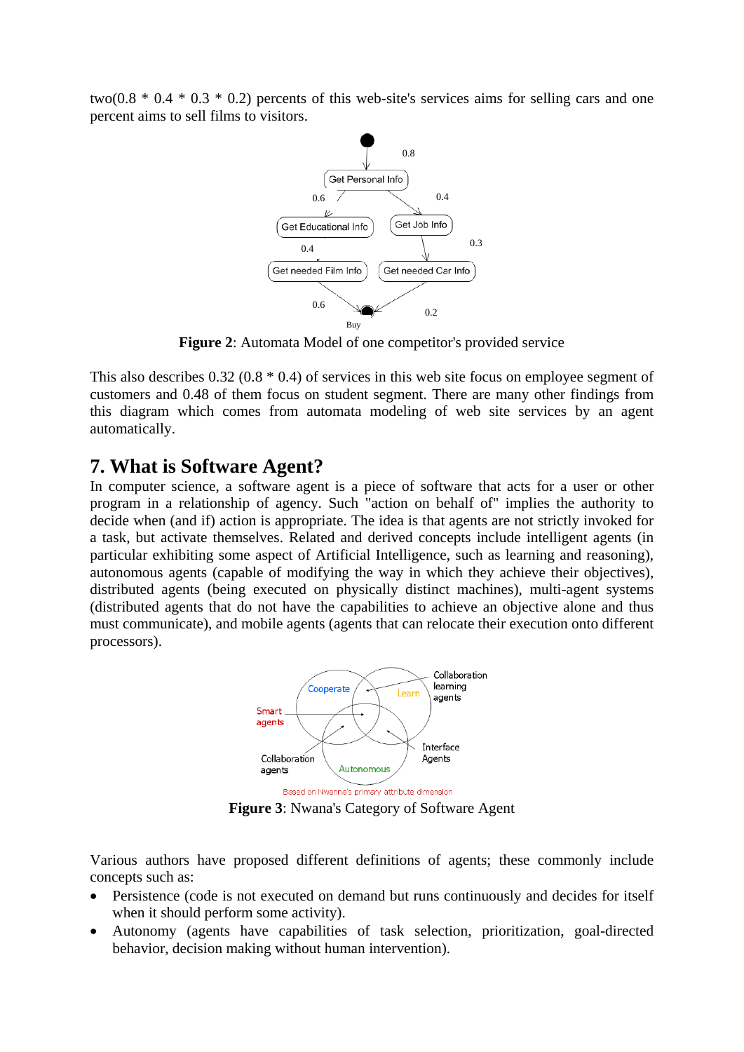two(0.8 * 0.4 * 0.3 * 0.2) percents of this web-site's services aims for selling cars and one percent aims to sell films to visitors.

**Figure 2**: Automata Model of one competitor's provided service

This also describes 0.32 (0.8 * 0.4) of services in this web site focus on employee segment of customers and 0.48 of them focus on student segment. There are many other findings from this diagram which comes from automata modeling of web site services by an agent automatically.

## 7. What is Software Agent?

In computer science, a software agent is a piece of software that acts for a user or other program in a relationship of agency. Such "action on behalf of" implies the authority to decide when (and if) action is appropriate. The idea is that agents are not strictly invoked for a task, but activate themselves. Related and derived concepts include intelligent agents (in particular exhibiting some aspect of Artificial Intelligence, such as learning and reasoning), autonomous agents (capable of modifying the way in which they achieve their objectives), distributed agents (being executed on physically distinct machines), multi-agent systems (distributed agents that do not have the capabilities to achieve an objective alone and thus must communicate), and mobile agents (agents that can relocate their execution onto different processors).

**Figure 3**: Nwana's Category of Software Agent

Various authors have proposed different definitions of agents; these commonly include concepts such as:

- Persistence (code is not executed on demand but runs continuously and decides for itself when it should perform some activity).
- Autonomy (agents have capabilities of task selection, prioritization, goal-directed behavior, decision making without human intervention).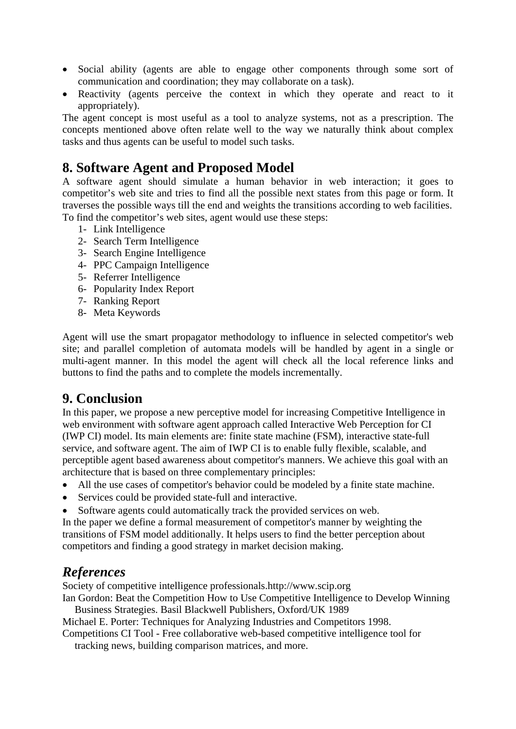- Social ability (agents are able to engage other components through some sort of communication and coordination; they may collaborate on a task).
- Reactivity (agents perceive the context in which they operate and react to it appropriately).

The agent concept is most useful as a tool to analyze systems, not as a prescription. The concepts mentioned above often relate well to the way we naturally think about complex tasks and thus agents can be useful to model such tasks.

## 8. Software Agent and Proposed Model

A software agent should simulate a human behavior in web interaction; it goes to competitor's web site and tries to find all the possible next states from this page or form. It traverses the possible ways till the end and weights the transitions according to web facilities. To find the competitor's web sites, agent would use these steps:

1- Link Intelligence
2- Search Term Intelligence
3- Search Engine Intelligence
4- PPC Campaign Intelligence
5- Referrer Intelligence
6- Popularity Index Report
7- Ranking Report
8- Meta Keywords

Agent will use the smart propagator methodology to influence in selected competitor's web site; and parallel completion of automata models will be handled by agent in a single or multi-agent manner. In this model the agent will check all the local reference links and buttons to find the paths and to complete the models incrementally.

## 9. Conclusion

In this paper, we propose a new perceptive model for increasing Competitive Intelligence in web environment with software agent approach called Interactive Web Perception for CI (IWP CI) model. Its main elements are: finite state machine (FSM), interactive state-full service, and software agent. The aim of IWP CI is to enable fully flexible, scalable, and perceptible agent based awareness about competitor's manners. We achieve this goal with an architecture that is based on three complementary principles:

- All the use cases of competitor's behavior could be modeled by a finite state machine.
- Services could be provided state-full and interactive.
- Software agents could automatically track the provided services on web.

In the paper we define a formal measurement of competitor's manner by weighting the transitions of FSM model additionally. It helps users to find the better perception about competitors and finding a good strategy in market decision making.

## *References*

Society of competitive intelligence professionals.http://www.scip.org

Ian Gordon: Beat the Competition How to Use Competitive Intelligence to Develop Winning Business Strategies. Basil Blackwell Publishers, Oxford/UK 1989

Michael E. Porter: Techniques for Analyzing Industries and Competitors 1998.

Competitions CI Tool - Free collaborative web-based competitive intelligence tool for tracking news, building comparison matrices, and more.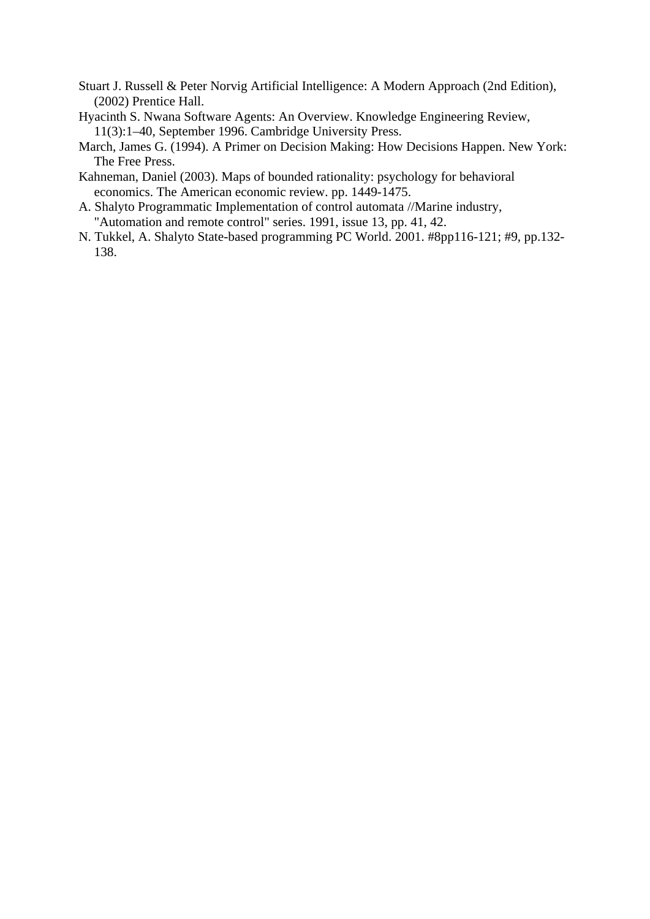Stuart J. Russell & Peter Norvig Artificial Intelligence: A Modern Approach (2nd Edition), (2002) Prentice Hall.

Hyacinth S. Nwana Software Agents: An Overview. Knowledge Engineering Review, 11(3):1–40, September 1996. Cambridge University Press.

March, James G. (1994). A Primer on Decision Making: How Decisions Happen. New York: The Free Press.

Kahneman, Daniel (2003). Maps of bounded rationality: psychology for behavioral economics. The American economic review. pp. 1449-1475.

A. Shalyto Programmatic Implementation of control automata //Marine industry, "Automation and remote control" series. 1991, issue 13, pp. 41, 42.

N. Tukkel, A. Shalyto State-based programming PC World. 2001. #8pp116-121; #9, pp.132-138.